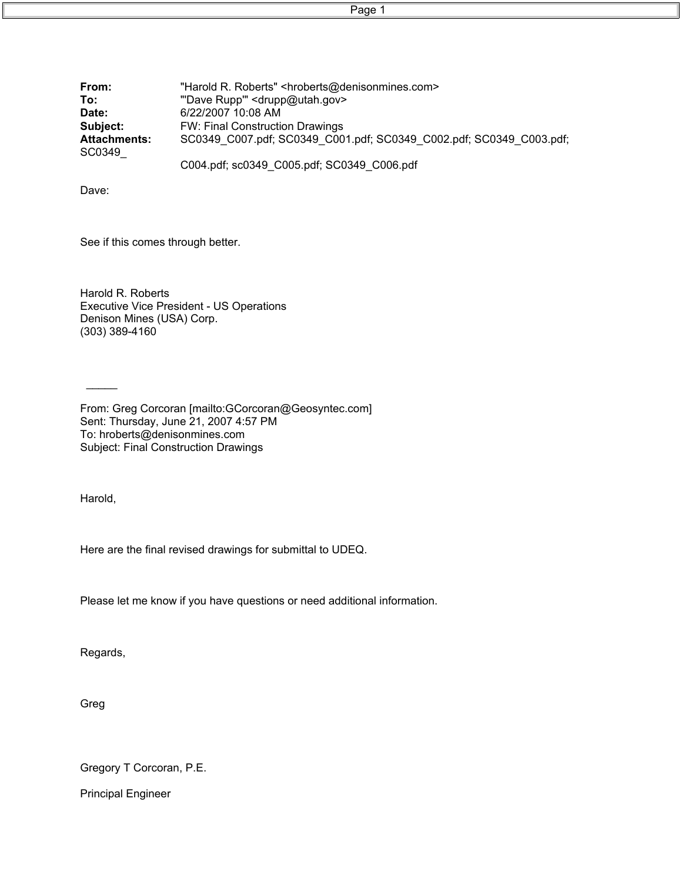**From:** "Harold R. Roberts" <hroberts@denisonmines.com>
**To:** "'Dave Rupp'" <drupp@utah.gov>
**Date:** 6/22/2007 10:08 AM
**Subject:** FW: Final Construction Drawings
**Attachments:** SC0349_C007.pdf; SC0349_C001.pdf; SC0349_C002.pdf; SC0349_C003.pdf; SC0349_C004.pdf; sc0349_C005.pdf; SC0349_C006.pdf

Dave:

See if this comes through better.

Harold R. Roberts
Executive Vice President - US Operations
Denison Mines (USA) Corp.
(303) 389-4160

_____

From: Greg Corcoran [mailto:GCorcoran@Geosyntec.com]
Sent: Thursday, June 21, 2007 4:57 PM
To: hroberts@denisonmines.com
Subject: Final Construction Drawings

Harold,

Here are the final revised drawings for submittal to UDEQ.

Please let me know if you have questions or need additional information.

Regards,

Greg

Gregory T Corcoran, P.E.

Principal Engineer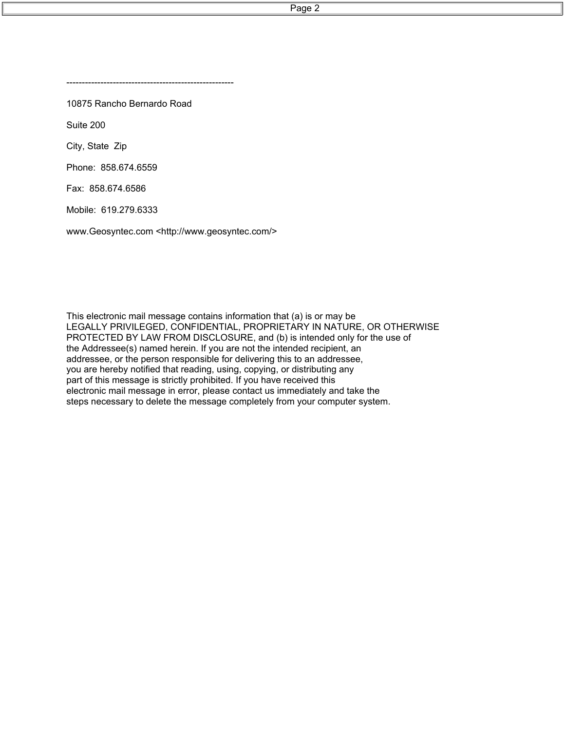------------------------------------------------------

10875 Rancho Bernardo Road

Suite 200

City, State  Zip

Phone:  858.674.6559

Fax:  858.674.6586

Mobile:  619.279.6333

www.Geosyntec.com <http://www.geosyntec.com/>

This electronic mail message contains information that (a) is or may be
LEGALLY PRIVILEGED, CONFIDENTIAL, PROPRIETARY IN NATURE, OR OTHERWISE
PROTECTED BY LAW FROM DISCLOSURE, and (b) is intended only for the use of
the Addressee(s) named herein. If you are not the intended recipient, an
addressee, or the person responsible for delivering this to an addressee,
you are hereby notified that reading, using, copying, or distributing any
part of this message is strictly prohibited. If you have received this
electronic mail message in error, please contact us immediately and take the
steps necessary to delete the message completely from your computer system.